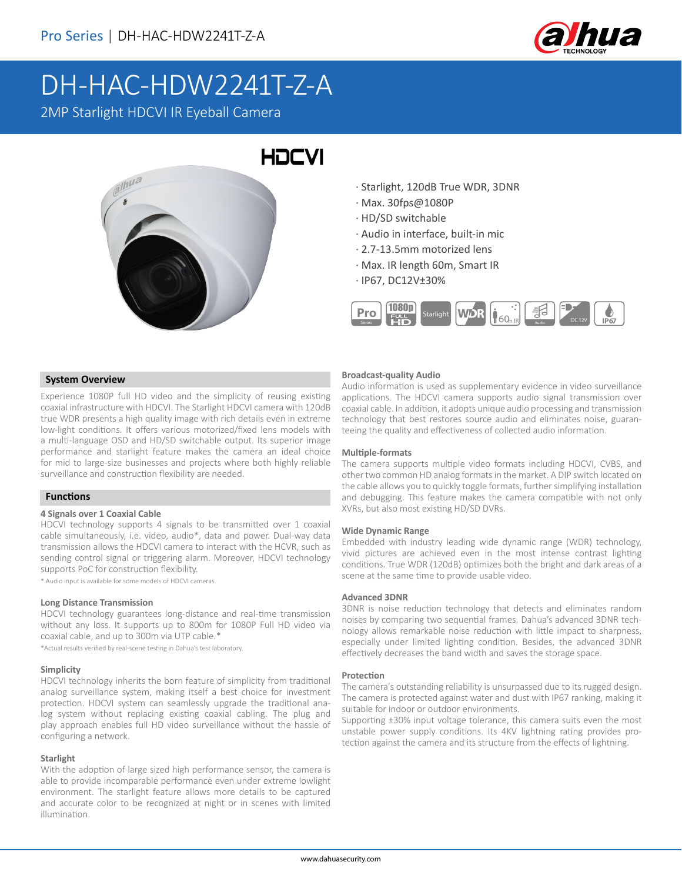Pro Series | DH-HAC-HDW2241T-Z-A

# DH-HAC-HDW2241T-Z-A

2MP Starlight HDCVI IR Eyeball Camera

HDCVI

- Starlight, 120dB True WDR, 3DNR
- Max. 30fps@1080P
- HD/SD switchable
- Audio in interface, built-in mic
- 2.7-13.5mm motorized lens
- Max. IR length 60m, Smart IR
- IP67, DC12V±30%

## System Overview

Experience 1080P full HD video and the simplicity of reusing existing coaxial infrastructure with HDCVI. The Starlight HDCVI camera with 120dB true WDR presents a high quality image with rich details even in extreme low-light conditions. It offers various motorized/fixed lens models with a multi-language OSD and HD/SD switchable output. Its superior image performance and starlight feature makes the camera an ideal choice for mid to large-size businesses and projects where both highly reliable surveillance and construction flexibility are needed.

## Functions

### 4 Signals over 1 Coaxial Cable

HDCVI technology supports 4 signals to be transmitted over 1 coaxial cable simultaneously, i.e. video, audio*, data and power. Dual-way data transmission allows the HDCVI camera to interact with the HCVR, such as sending control signal or triggering alarm. Moreover, HDCVI technology supports PoC for construction flexibility.

\* Audio input is available for some models of HDCVI cameras.

### Long Distance Transmission

HDCVI technology guarantees long-distance and real-time transmission without any loss. It supports up to 800m for 1080P Full HD video via coaxial cable, and up to 300m via UTP cable.*

*Actual results verified by real-scene testing in Dahua's test laboratory.

### Simplicity

HDCVI technology inherits the born feature of simplicity from traditional analog surveillance system, making itself a best choice for investment protection. HDCVI system can seamlessly upgrade the traditional analog system without replacing existing coaxial cabling. The plug and play approach enables full HD video surveillance without the hassle of configuring a network.

### Starlight

With the adoption of large sized high performance sensor, the camera is able to provide incomparable performance even under extreme lowlight environment. The starlight feature allows more details to be captured and accurate color to be recognized at night or in scenes with limited illumination.

### Broadcast-quality Audio

Audio information is used as supplementary evidence in video surveillance applications. The HDCVI camera supports audio signal transmission over coaxial cable. In addition, it adopts unique audio processing and transmission technology that best restores source audio and eliminates noise, guaranteeing the quality and effectiveness of collected audio information.

### Multiple-formats

The camera supports multiple video formats including HDCVI, CVBS, and other two common HD analog formats in the market. A DIP switch located on the cable allows you to quickly toggle formats, further simplifying installation and debugging. This feature makes the camera compatible with not only XVRs, but also most existing HD/SD DVRs.

### Wide Dynamic Range

Embedded with industry leading wide dynamic range (WDR) technology, vivid pictures are achieved even in the most intense contrast lighting conditions. True WDR (120dB) optimizes both the bright and dark areas of a scene at the same time to provide usable video.

### Advanced 3DNR

3DNR is noise reduction technology that detects and eliminates random noises by comparing two sequential frames. Dahua's advanced 3DNR technology allows remarkable noise reduction with little impact to sharpness, especially under limited lighting condition. Besides, the advanced 3DNR effectively decreases the band width and saves the storage space.

### Protection

The camera's outstanding reliability is unsurpassed due to its rugged design. The camera is protected against water and dust with IP67 ranking, making it suitable for indoor or outdoor environments.

Supporting ±30% input voltage tolerance, this camera suits even the most unstable power supply conditions. Its 4KV lightning rating provides protection against the camera and its structure from the effects of lightning.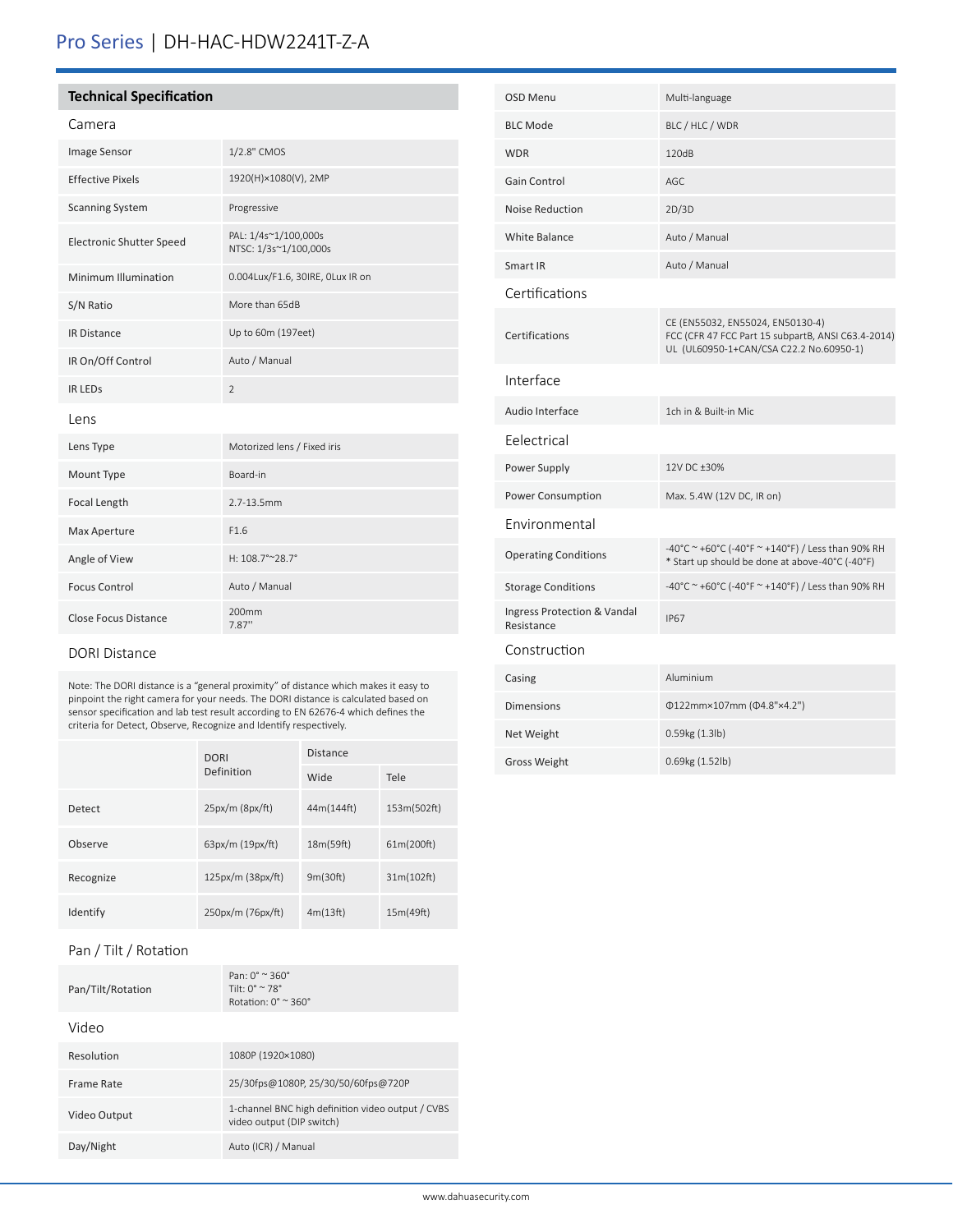## Technical Specification

### Camera

| | |
|---|---|
| Image Sensor | 1/2.8" CMOS |
| Effective Pixels | 1920(H)×1080(V), 2MP |
| Scanning System | Progressive |
| Electronic Shutter Speed | PAL: 1/4s~1/100,000s<br>NTSC: 1/3s~1/100,000s |
| Minimum Illumination | 0.004Lux/F1.6, 30IRE, 0Lux IR on |
| S/N Ratio | More than 65dB |
| IR Distance | Up to 60m (197eet) |
| IR On/Off Control | Auto / Manual |
| IR LEDs | 2 |

### Lens

| | |
|---|---|
| Lens Type | Motorized lens / Fixed iris |
| Mount Type | Board-in |
| Focal Length | 2.7-13.5mm |
| Max Aperture | F1.6 |
| Angle of View | H: 108.7°~28.7° |
| Focus Control | Auto / Manual |
| Close Focus Distance | 200mm<br>7.87'' |

### DORI Distance

Note: The DORI distance is a "general proximity" of distance which makes it easy to pinpoint the right camera for your needs. The DORI distance is calculated based on sensor specification and lab test result according to EN 62676-4 which defines the criteria for Detect, Observe, Recognize and Identify respectively.

| | DORI Definition | Distance | |
|---|---|---|---|
| | | Wide | Tele |
| Detect | 25px/m (8px/ft) | 44m(144ft) | 153m(502ft) |
| Observe | 63px/m (19px/ft) | 18m(59ft) | 61m(200ft) |
| Recognize | 125px/m (38px/ft) | 9m(30ft) | 31m(102ft) |
| Identify | 250px/m (76px/ft) | 4m(13ft) | 15m(49ft) |

### Pan / Tilt / Rotation

| | |
|---|---|
| Pan/Tilt/Rotation | Pan: 0° ~ 360°<br>Tilt: 0° ~ 78°<br>Rotation: 0° ~ 360° |

### Video

| | |
|---|---|
| Resolution | 1080P (1920×1080) |
| Frame Rate | 25/30fps@1080P, 25/30/50/60fps@720P |
| Video Output | 1-channel BNC high definition video output / CVBS video output (DIP switch) |
| Day/Night | Auto (ICR) / Manual |
| OSD Menu | Multi-language |
| BLC Mode | BLC / HLC / WDR |
| WDR | 120dB |
| Gain Control | AGC |
| Noise Reduction | 2D/3D |
| White Balance | Auto / Manual |
| Smart IR | Auto / Manual |

### Certifications

| | |
|---|---|
| Certifications | CE (EN55032, EN55024, EN50130-4)<br>FCC (CFR 47 FCC Part 15 subpartB, ANSI C63.4-2014)<br>UL (UL60950-1+CAN/CSA C22.2 No.60950-1) |

### Interface

| | |
|---|---|
| Audio Interface | 1ch in & Built-in Mic |

### Eelectrical

| | |
|---|---|
| Power Supply | 12V DC ±30% |
| Power Consumption | Max. 5.4W (12V DC, IR on) |

### Environmental

| | |
|---|---|
| Operating Conditions | -40°C ~ +60°C (-40°F ~ +140°F) / Less than 90% RH<br>* Start up should be done at above-40°C (-40°F) |
| Storage Conditions | -40°C ~ +60°C (-40°F ~ +140°F) / Less than 90% RH |
| Ingress Protection & Vandal Resistance | IP67 |

### Construction

| | |
|---|---|
| Casing | Aluminium |
| Dimensions | Φ122mm×107mm (Φ4.8"×4.2") |
| Net Weight | 0.59kg (1.3lb) |
| Gross Weight | 0.69kg (1.52lb) |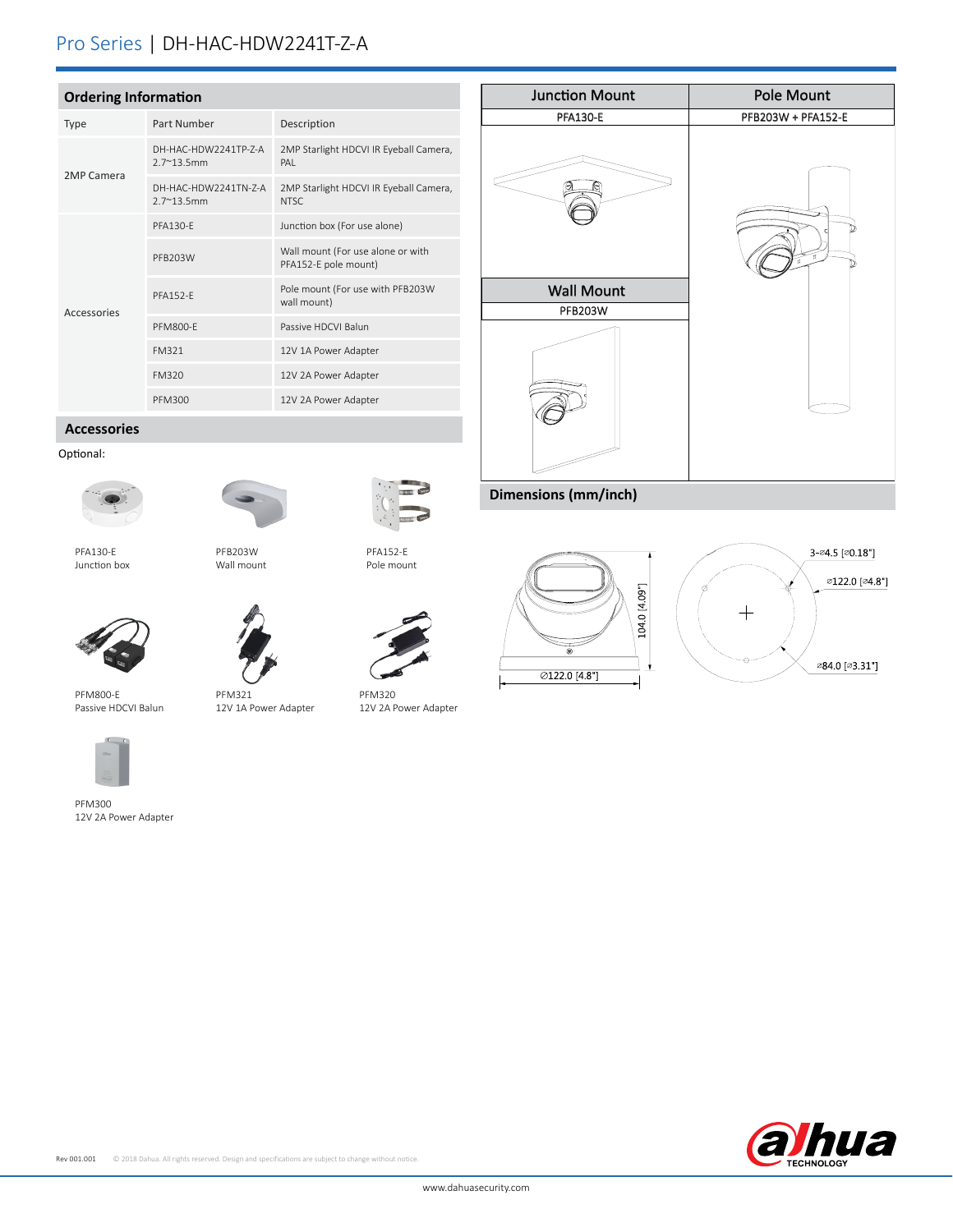# Pro Series | DH-HAC-HDW2241T-Z-A

## Ordering Information

| Type | Part Number | Description |
|---|---|---|
| 2MP Camera | DH-HAC-HDW2241TP-Z-A 2.7~13.5mm | 2MP Starlight HDCVI IR Eyeball Camera, PAL |
| | DH-HAC-HDW2241TN-Z-A 2.7~13.5mm | 2MP Starlight HDCVI IR Eyeball Camera, NTSC |
| Accessories | PFA130-E | Junction box (For use alone) |
| | PFB203W | Wall mount (For use alone or with PFA152-E pole mount) |
| | PFA152-E | Pole mount (For use with PFB203W wall mount) |
| | PFM800-E | Passive HDCVI Balun |
| | FM321 | 12V 1A Power Adapter |
| | FM320 | 12V 2A Power Adapter |
| | PFM300 | 12V 2A Power Adapter |

## Accessories

Optional:

PFA130-E
Junction box

PFB203W
Wall mount

PFA152-E
Pole mount

PFM800-E
Passive HDCVI Balun

PFM321
12V 1A Power Adapter

PFM320
12V 2A Power Adapter

PFM300
12V 2A Power Adapter

| Junction Mount | Pole Mount |
|---|---|
| PFA130-E | PFB203W + PFA152-E |

| Wall Mount |
|---|
| PFB203W |

## Dimensions (mm/inch)

104.0 [4.09"]
∅122.0 [4.8"]
3-∅4.5 [∅0.18"]
∅122.0 [∅4.8"]
∅84.0 [∅3.31"]

Rev 001.001 © 2018 Dahua. All rights reserved. Design and specifications are subject to change without notice.

www.dahuasecurity.com